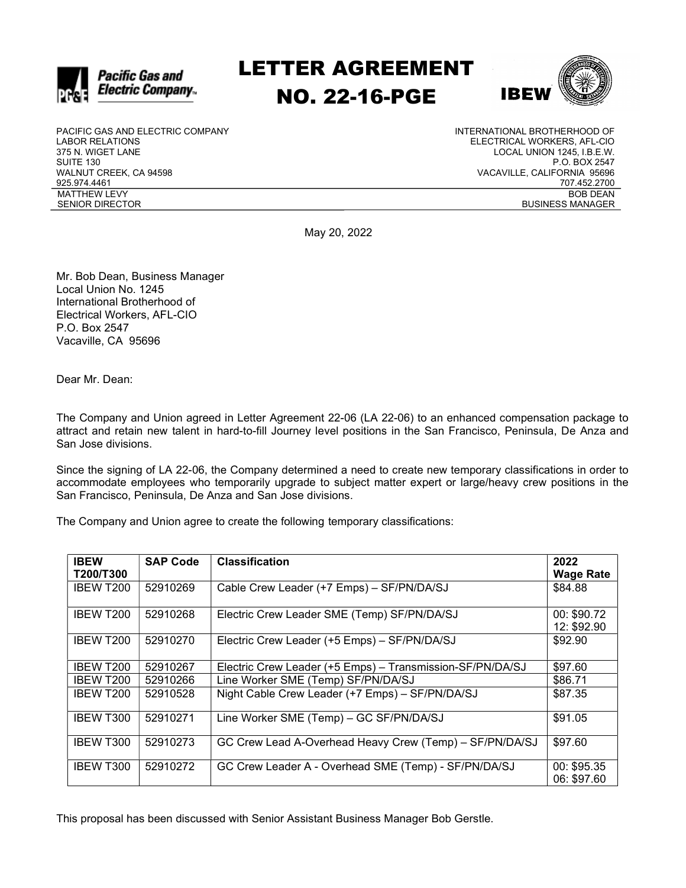# LETTER AGREEMENT NO. 22-16-PGE

PACIFIC GAS AND ELECTRIC COMPANY
LABOR RELATIONS
375 N. WIGET LANE
SUITE 130
WALNUT CREEK, CA 94598
925.974.4461
MATTHEW LEVY
SENIOR DIRECTOR

INTERNATIONAL BROTHERHOOD OF
ELECTRICAL WORKERS, AFL-CIO
LOCAL UNION 1245, I.B.E.W.
P.O. BOX 2547
VACAVILLE, CALIFORNIA 95696
707.452.2700
BOB DEAN
BUSINESS MANAGER

May 20, 2022

Mr. Bob Dean, Business Manager
Local Union No. 1245
International Brotherhood of
Electrical Workers, AFL-CIO
P.O. Box 2547
Vacaville, CA 95696

Dear Mr. Dean:

The Company and Union agreed in Letter Agreement 22-06 (LA 22-06) to an enhanced compensation package to attract and retain new talent in hard-to-fill Journey level positions in the San Francisco, Peninsula, De Anza and San Jose divisions.

Since the signing of LA 22-06, the Company determined a need to create new temporary classifications in order to accommodate employees who temporarily upgrade to subject matter expert or large/heavy crew positions in the San Francisco, Peninsula, De Anza and San Jose divisions.

The Company and Union agree to create the following temporary classifications:

| IBEW T200/T300 | SAP Code | Classification | 2022 Wage Rate |
|---|---|---|---|
| IBEW T200 | 52910269 | Cable Crew Leader (+7 Emps) – SF/PN/DA/SJ | $84.88 |
| IBEW T200 | 52910268 | Electric Crew Leader SME (Temp) SF/PN/DA/SJ | 00: $90.72<br>12: $92.90 |
| IBEW T200 | 52910270 | Electric Crew Leader (+5 Emps) – SF/PN/DA/SJ | $92.90 |
| IBEW T200 | 52910267 | Electric Crew Leader (+5 Emps) – Transmission-SF/PN/DA/SJ | $97.60 |
| IBEW T200 | 52910266 | Line Worker SME (Temp) SF/PN/DA/SJ | $86.71 |
| IBEW T200 | 52910528 | Night Cable Crew Leader (+7 Emps) – SF/PN/DA/SJ | $87.35 |
| IBEW T300 | 52910271 | Line Worker SME (Temp) – GC SF/PN/DA/SJ | $91.05 |
| IBEW T300 | 52910273 | GC Crew Lead A-Overhead Heavy Crew (Temp) – SF/PN/DA/SJ | $97.60 |
| IBEW T300 | 52910272 | GC Crew Leader A - Overhead SME (Temp) - SF/PN/DA/SJ | 00: $95.35<br>06: $97.60 |

This proposal has been discussed with Senior Assistant Business Manager Bob Gerstle.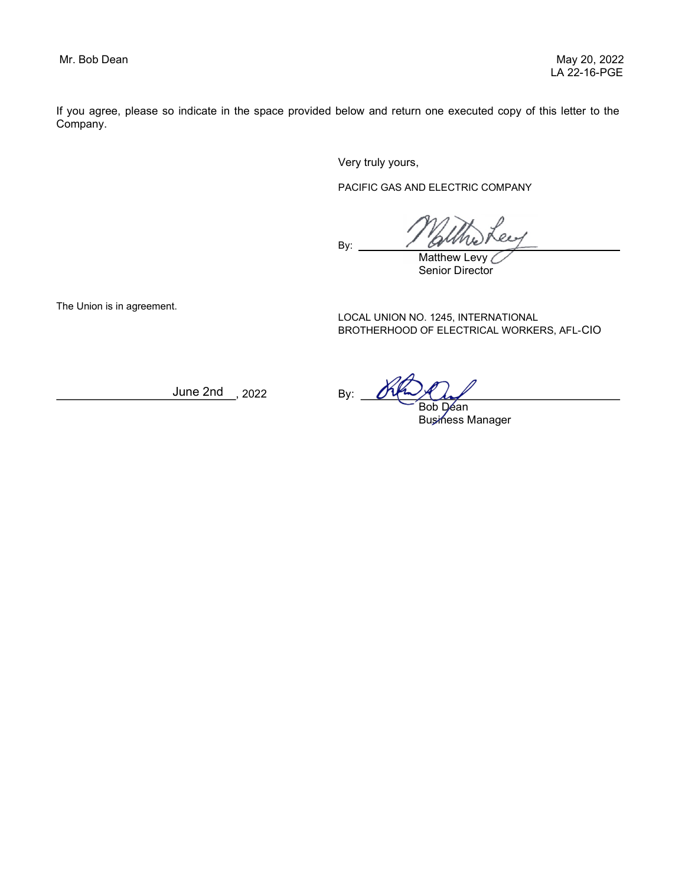Mr. Bob Dean

May 20, 2022
LA 22-16-PGE

If you agree, please so indicate in the space provided below and return one executed copy of this letter to the Company.

Very truly yours,

PACIFIC GAS AND ELECTRIC COMPANY

By: ______________________________
Matthew Levy
Senior Director

The Union is in agreement.

LOCAL UNION NO. 1245, INTERNATIONAL BROTHERHOOD OF ELECTRICAL WORKERS, AFL-CIO

June 2nd, 2022

By: ______________________________
Bob Dean
Business Manager